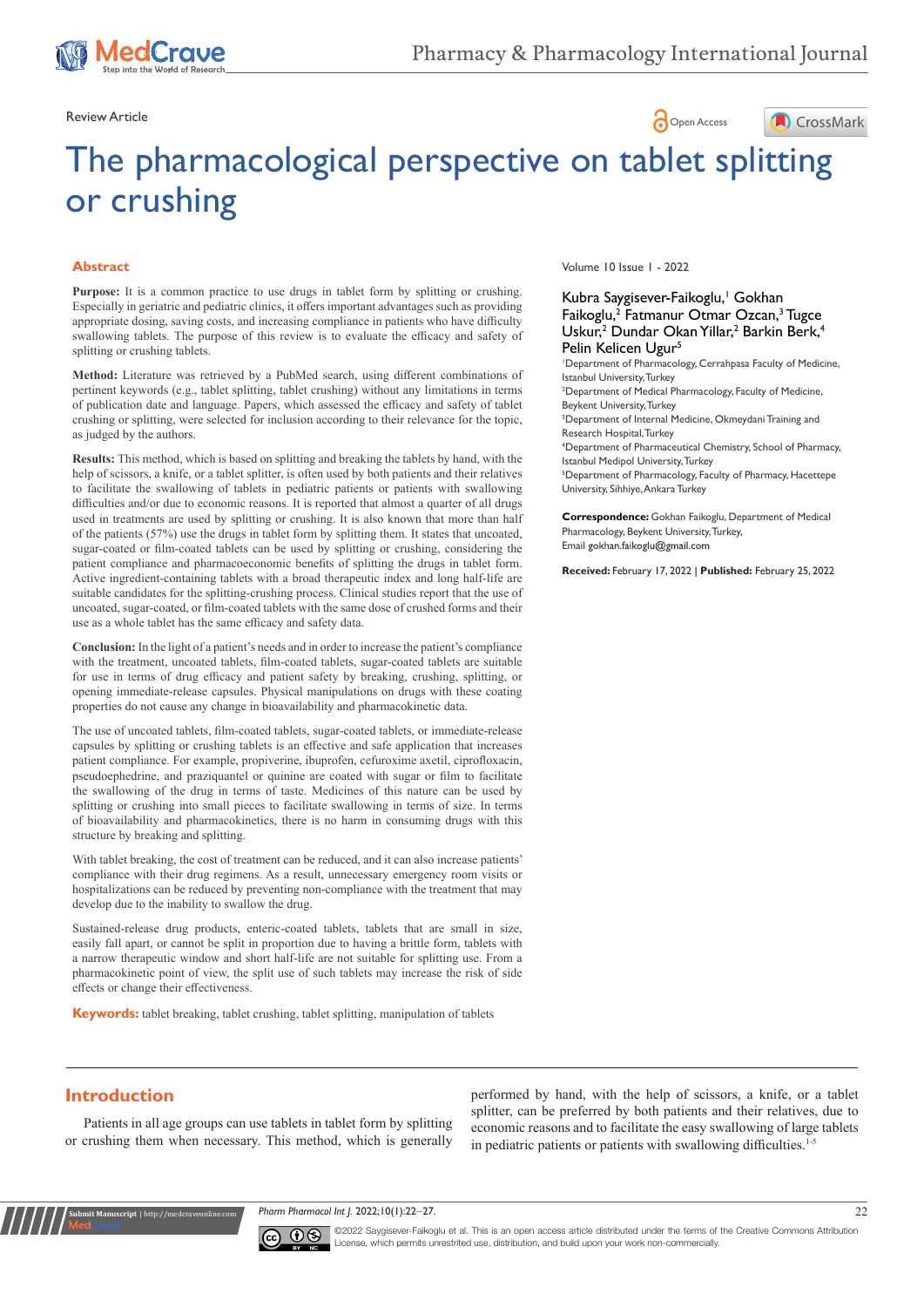Review Article

# The pharmacological perspective on tablet splitting or crushing

Volume 10 Issue 1 - 2022

Kubra Saygisever-Faikoglu,[1] Gokhan Faikoglu,[2] Fatmanur Otmar Ozcan,[3] Tugce Uskur,[2] Dundar Okan Yillar,[2] Barkin Berk,[4] Pelin Kelicen Ugur[5]

[1]Department of Pharmacology, Cerrahpasa Faculty of Medicine, Istanbul University, Turkey
[2]Department of Medical Pharmacology, Faculty of Medicine, Beykent University, Turkey
[3]Department of Internal Medicine, Okmeydani Training and Research Hospital, Turkey
[4]Department of Pharmaceutical Chemistry, School of Pharmacy, Istanbul Medipol University, Turkey
[5]Department of Pharmacology, Faculty of Pharmacy, Hacettepe University, Sihhiye, Ankara Turkey

**Correspondence:** Gokhan Faikoglu, Department of Medical Pharmacology, Beykent University, Turkey, Email gokhan.faikoglu@gmail.com

**Received:** February 17, 2022 | **Published:** February 25, 2022

## Abstract

**Purpose:** It is a common practice to use drugs in tablet form by splitting or crushing. Especially in geriatric and pediatric clinics, it offers important advantages such as providing appropriate dosing, saving costs, and increasing compliance in patients who have difficulty swallowing tablets. The purpose of this review is to evaluate the efficacy and safety of splitting or crushing tablets.

**Method:** Literature was retrieved by a PubMed search, using different combinations of pertinent keywords (e.g., tablet splitting, tablet crushing) without any limitations in terms of publication date and language. Papers, which assessed the efficacy and safety of tablet crushing or splitting, were selected for inclusion according to their relevance for the topic, as judged by the authors.

**Results:** This method, which is based on splitting and breaking the tablets by hand, with the help of scissors, a knife, or a tablet splitter, is often used by both patients and their relatives to facilitate the swallowing of tablets in pediatric patients or patients with swallowing difficulties and/or due to economic reasons. It is reported that almost a quarter of all drugs used in treatments are used by splitting or crushing. It is also known that more than half of the patients (57%) use the drugs in tablet form by splitting them. It states that uncoated, sugar-coated or film-coated tablets can be used by splitting or crushing, considering the patient compliance and pharmacoeconomic benefits of splitting the drugs in tablet form. Active ingredient-containing tablets with a broad therapeutic index and long half-life are suitable candidates for the splitting-crushing process. Clinical studies report that the use of uncoated, sugar-coated, or film-coated tablets with the same dose of crushed forms and their use as a whole tablet has the same efficacy and safety data.

**Conclusion:** In the light of a patient's needs and in order to increase the patient's compliance with the treatment, uncoated tablets, film-coated tablets, sugar-coated tablets are suitable for use in terms of drug efficacy and patient safety by breaking, crushing, splitting, or opening immediate-release capsules. Physical manipulations on drugs with these coating properties do not cause any change in bioavailability and pharmacokinetic data.

The use of uncoated tablets, film-coated tablets, sugar-coated tablets, or immediate-release capsules by splitting or crushing tablets is an effective and safe application that increases patient compliance. For example, propiverine, ibuprofen, cefuroxime axetil, ciprofloxacin, pseudoephedrine, and praziquantel or quinine are coated with sugar or film to facilitate the swallowing of the drug in terms of taste. Medicines of this nature can be used by splitting or crushing into small pieces to facilitate swallowing in terms of size. In terms of bioavailability and pharmacokinetics, there is no harm in consuming drugs with this structure by breaking and splitting.

With tablet breaking, the cost of treatment can be reduced, and it can also increase patients' compliance with their drug regimens. As a result, unnecessary emergency room visits or hospitalizations can be reduced by preventing non-compliance with the treatment that may develop due to the inability to swallow the drug.

Sustained-release drug products, enteric-coated tablets, tablets that are small in size, easily fall apart, or cannot be split in proportion due to having a brittle form, tablets with a narrow therapeutic window and short half-life are not suitable for splitting use. From a pharmacokinetic point of view, the split use of such tablets may increase the risk of side effects or change their effectiveness.

**Keywords:** tablet breaking, tablet crushing, tablet splitting, manipulation of tablets

## Introduction

Patients in all age groups can use tablets in tablet form by splitting or crushing them when necessary. This method, which is generally performed by hand, with the help of scissors, a knife, or a tablet splitter, can be preferred by both patients and their relatives, due to economic reasons and to facilitate the easy swallowing of large tablets in pediatric patients or patients with swallowing difficulties.[1-5]

©2022 Saygisever-Faikoglu et al. This is an open access article distributed under the terms of the Creative Commons Attribution License, which permits unrestrited use, distribution, and build upon your work non-commercially.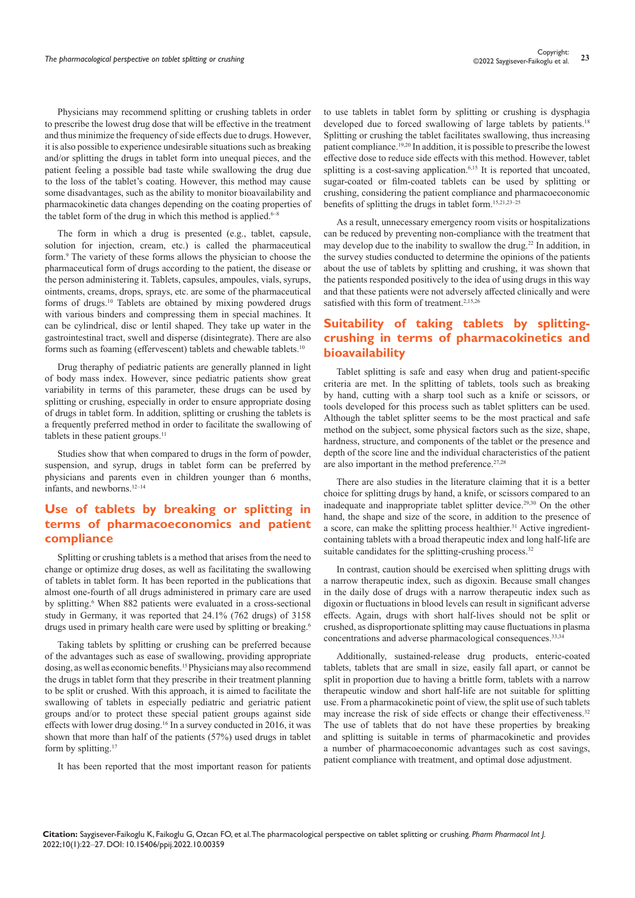Physicians may recommend splitting or crushing tablets in order to prescribe the lowest drug dose that will be effective in the treatment and thus minimize the frequency of side effects due to drugs. However, it is also possible to experience undesirable situations such as breaking and/or splitting the drugs in tablet form into unequal pieces, and the patient feeling a possible bad taste while swallowing the drug due to the loss of the tablet's coating. However, this method may cause some disadvantages, such as the ability to monitor bioavailability and pharmacokinetic data changes depending on the coating properties of the tablet form of the drug in which this method is applied.[6–8]

The form in which a drug is presented (e.g., tablet, capsule, solution for injection, cream, etc.) is called the pharmaceutical form.[9] The variety of these forms allows the physician to choose the pharmaceutical form of drugs according to the patient, the disease or the person administering it. Tablets, capsules, ampoules, vials, syrups, ointments, creams, drops, sprays, etc. are some of the pharmaceutical forms of drugs.[10] Tablets are obtained by mixing powdered drugs with various binders and compressing them in special machines. It can be cylindrical, disc or lentil shaped. They take up water in the gastrointestinal tract, swell and disperse (disintegrate). There are also forms such as foaming (effervescent) tablets and chewable tablets.[10]

Drug theraphy of pediatric patients are generally planned in light of body mass index. However, since pediatric patients show great variability in terms of this parameter, these drugs can be used by splitting or crushing, especially in order to ensure appropriate dosing of drugs in tablet form. In addition, splitting or crushing the tablets is a frequently preferred method in order to facilitate the swallowing of tablets in these patient groups.[11]

Studies show that when compared to drugs in the form of powder, suspension, and syrup, drugs in tablet form can be preferred by physicians and parents even in children younger than 6 months, infants, and newborns.[12–14]

## Use of tablets by breaking or splitting in terms of pharmacoeconomics and patient compliance

Splitting or crushing tablets is a method that arises from the need to change or optimize drug doses, as well as facilitating the swallowing of tablets in tablet form. It has been reported in the publications that almost one-fourth of all drugs administered in primary care are used by splitting.[6] When 882 patients were evaluated in a cross-sectional study in Germany, it was reported that 24.1% (762 drugs) of 3158 drugs used in primary health care were used by splitting or breaking.[6]

Taking tablets by splitting or crushing can be preferred because of the advantages such as ease of swallowing, providing appropriate dosing, as well as economic benefits.[15] Physicians may also recommend the drugs in tablet form that they prescribe in their treatment planning to be split or crushed. With this approach, it is aimed to facilitate the swallowing of tablets in especially pediatric and geriatric patient groups and/or to protect these special patient groups against side effects with lower drug dosing.[16] In a survey conducted in 2016, it was shown that more than half of the patients (57%) used drugs in tablet form by splitting.[17]

It has been reported that the most important reason for patients to use tablets in tablet form by splitting or crushing is dysphagia developed due to forced swallowing of large tablets by patients.[18] Splitting or crushing the tablet facilitates swallowing, thus increasing patient compliance.[19,20] In addition, it is possible to prescribe the lowest effective dose to reduce side effects with this method. However, tablet splitting is a cost-saving application.[6,15] It is reported that uncoated, sugar-coated or film-coated tablets can be used by splitting or crushing, considering the patient compliance and pharmacoeconomic benefits of splitting the drugs in tablet form.[15,21,23–25]

As a result, unnecessary emergency room visits or hospitalizations can be reduced by preventing non-compliance with the treatment that may develop due to the inability to swallow the drug.[22] In addition, in the survey studies conducted to determine the opinions of the patients about the use of tablets by splitting and crushing, it was shown that the patients responded positively to the idea of using drugs in this way and that these patients were not adversely affected clinically and were satisfied with this form of treatment.[2,15,26]

## Suitability of taking tablets by splitting-crushing in terms of pharmacokinetics and bioavailability

Tablet splitting is safe and easy when drug and patient-specific criteria are met. In the splitting of tablets, tools such as breaking by hand, cutting with a sharp tool such as a knife or scissors, or tools developed for this process such as tablet splitters can be used. Although the tablet splitter seems to be the most practical and safe method on the subject, some physical factors such as the size, shape, hardness, structure, and components of the tablet or the presence and depth of the score line and the individual characteristics of the patient are also important in the method preference.[27,28]

There are also studies in the literature claiming that it is a better choice for splitting drugs by hand, a knife, or scissors compared to an inadequate and inappropriate tablet splitter device.[29,30] On the other hand, the shape and size of the score, in addition to the presence of a score, can make the splitting process healthier.[31] Active ingredient-containing tablets with a broad therapeutic index and long half-life are suitable candidates for the splitting-crushing process.[32]

In contrast, caution should be exercised when splitting drugs with a narrow therapeutic index, such as digoxin. Because small changes in the daily dose of drugs with a narrow therapeutic index such as digoxin or fluctuations in blood levels can result in significant adverse effects. Again, drugs with short half-lives should not be split or crushed, as disproportionate splitting may cause fluctuations in plasma concentrations and adverse pharmacological consequences.[33,34]

Additionally, sustained-release drug products, enteric-coated tablets, tablets that are small in size, easily fall apart, or cannot be split in proportion due to having a brittle form, tablets with a narrow therapeutic window and short half-life are not suitable for splitting use. From a pharmacokinetic point of view, the split use of such tablets may increase the risk of side effects or change their effectiveness.[32] The use of tablets that do not have these properties by breaking and splitting is suitable in terms of pharmacokinetic and provides a number of pharmacoeconomic advantages such as cost savings, patient compliance with treatment, and optimal dose adjustment.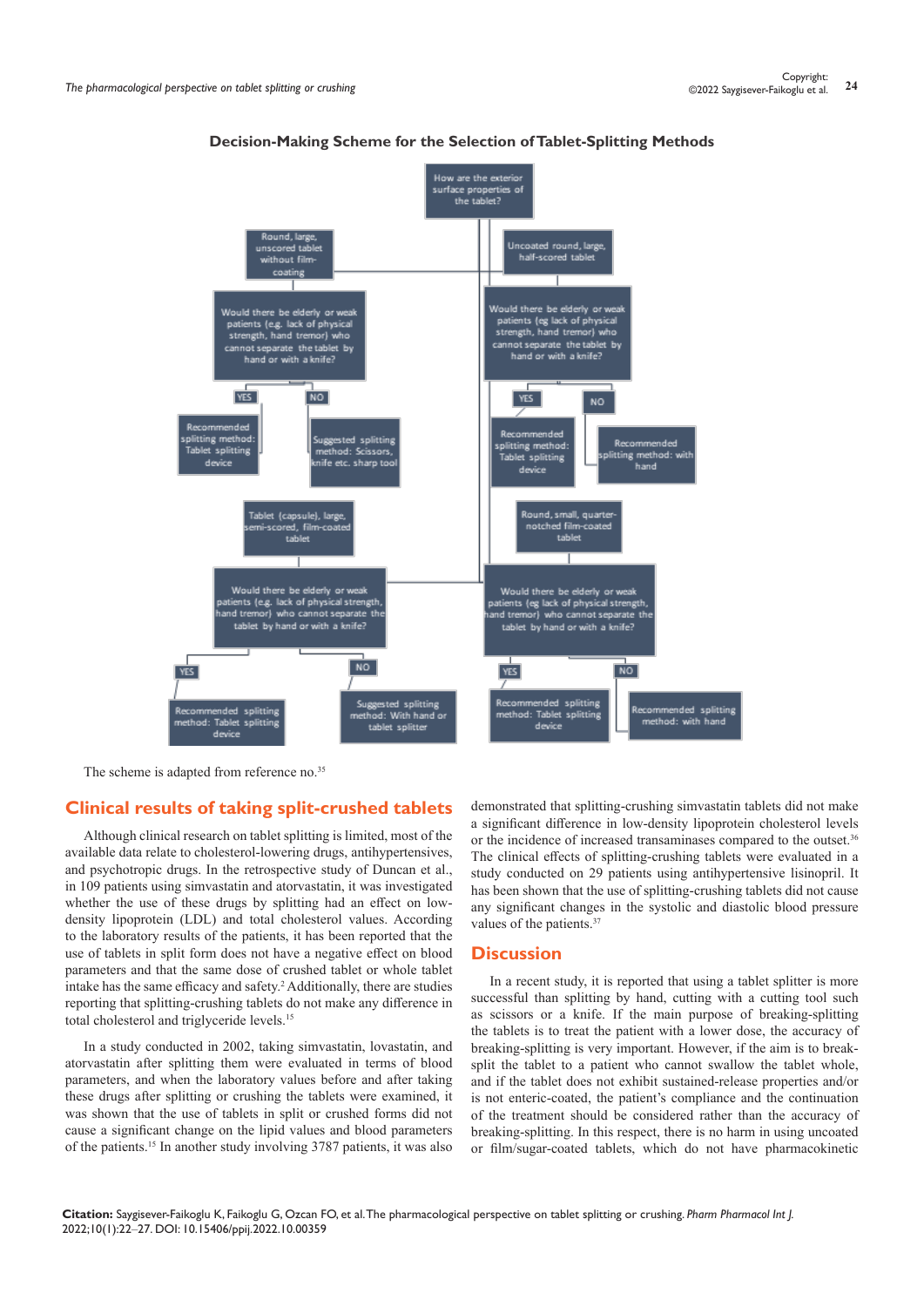**Decision-Making Scheme for the Selection of Tablet-Splitting Methods**

How are the exterior surface properties of the tablet?

- **Round, large, unscored tablet without film-coating**
  - Would there be elderly or weak patients (e.g. lack of physical strength, hand tremor) who cannot separate the tablet by hand or with a knife?
    - YES: Recommended splitting method: Tablet splitting device
    - NO: Suggested splitting method: Scissors, knife etc. sharp tool
- **Uncoated round, large, half-scored tablet**
  - Would there be elderly or weak patients (eg lack of physical strength, hand tremor) who cannot separate the tablet by hand or with a knife?
    - YES: Recommended splitting method: Tablet splitting device
    - NO: Recommended splitting method: with hand
- **Tablet (capsule), large, semi-scored, film-coated tablet**
  - Would there be elderly or weak patients (e.g. lack of physical strength, hand tremor) who cannot separate the tablet by hand or with a knife?
    - YES: Recommended splitting method: Tablet splitting device
    - NO: Suggested splitting method: With hand or tablet splitter
- **Round, small, quarter-notched film-coated tablet**
  - Would there be elderly or weak patients (eg lack of physical strength, hand tremor) who cannot separate the tablet by hand or with a knife?
    - YES: Recommended splitting method: Tablet splitting device
    - NO: Recommended splitting method: with hand

The scheme is adapted from reference no.[35]

## Clinical results of taking split-crushed tablets

Although clinical research on tablet splitting is limited, most of the available data relate to cholesterol-lowering drugs, antihypertensives, and psychotropic drugs. In the retrospective study of Duncan et al., in 109 patients using simvastatin and atorvastatin, it was investigated whether the use of these drugs by splitting had an effect on low-density lipoprotein (LDL) and total cholesterol values. According to the laboratory results of the patients, it has been reported that the use of tablets in split form does not have a negative effect on blood parameters and that the same dose of crushed tablet or whole tablet intake has the same efficacy and safety.[2] Additionally, there are studies reporting that splitting-crushing tablets do not make any difference in total cholesterol and triglyceride levels.[15]

In a study conducted in 2002, taking simvastatin, lovastatin, and atorvastatin after splitting them were evaluated in terms of blood parameters, and when the laboratory values before and after taking these drugs after splitting or crushing the tablets were examined, it was shown that the use of tablets in split or crushed forms did not cause a significant change on the lipid values and blood parameters of the patients.[15] In another study involving 3787 patients, it was also demonstrated that splitting-crushing simvastatin tablets did not make a significant difference in low-density lipoprotein cholesterol levels or the incidence of increased transaminases compared to the outset.[36] The clinical effects of splitting-crushing tablets were evaluated in a study conducted on 29 patients using antihypertensive lisinopril. It has been shown that the use of splitting-crushing tablets did not cause any significant changes in the systolic and diastolic blood pressure values of the patients.[37]

## Discussion

In a recent study, it is reported that using a tablet splitter is more successful than splitting by hand, cutting with a cutting tool such as scissors or a knife. If the main purpose of breaking-splitting the tablets is to treat the patient with a lower dose, the accuracy of breaking-splitting is very important. However, if the aim is to break-split the tablet to a patient who cannot swallow the tablet whole, and if the tablet does not exhibit sustained-release properties and/or is not enteric-coated, the patient's compliance and the continuation of the treatment should be considered rather than the accuracy of breaking-splitting. In this respect, there is no harm in using uncoated or film/sugar-coated tablets, which do not have pharmacokinetic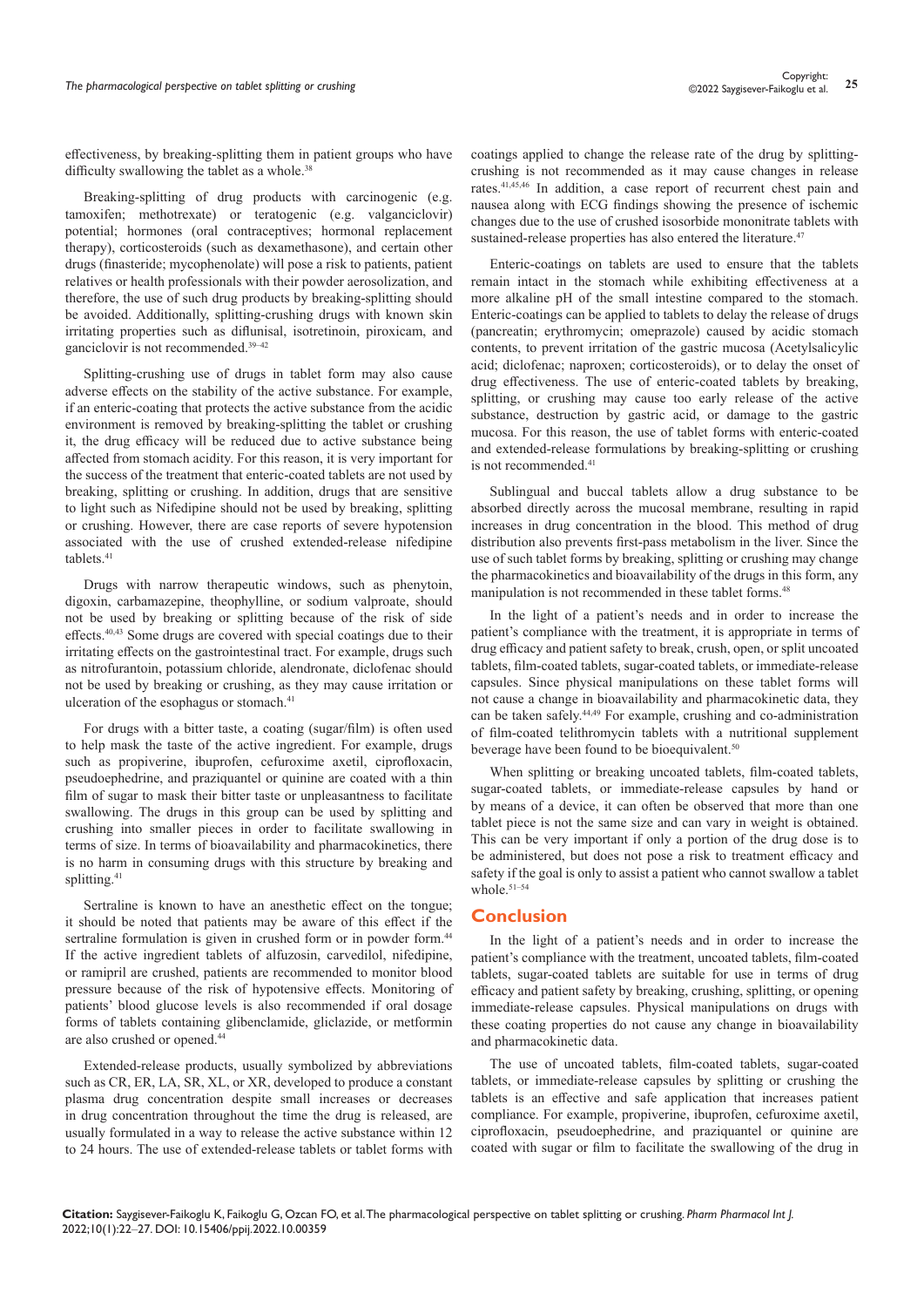effectiveness, by breaking-splitting them in patient groups who have difficulty swallowing the tablet as a whole.[38]

Breaking-splitting of drug products with carcinogenic (e.g. tamoxifen; methotrexate) or teratogenic (e.g. valganciclovir) potential; hormones (oral contraceptives; hormonal replacement therapy), corticosteroids (such as dexamethasone), and certain other drugs (finasteride; mycophenolate) will pose a risk to patients, patient relatives or health professionals with their powder aerosolization, and therefore, the use of such drug products by breaking-splitting should be avoided. Additionally, splitting-crushing drugs with known skin irritating properties such as diflunisal, isotretinoin, piroxicam, and ganciclovir is not recommended.[39–42]

Splitting-crushing use of drugs in tablet form may also cause adverse effects on the stability of the active substance. For example, if an enteric-coating that protects the active substance from the acidic environment is removed by breaking-splitting the tablet or crushing it, the drug efficacy will be reduced due to active substance being affected from stomach acidity. For this reason, it is very important for the success of the treatment that enteric-coated tablets are not used by breaking, splitting or crushing. In addition, drugs that are sensitive to light such as Nifedipine should not be used by breaking, splitting or crushing. However, there are case reports of severe hypotension associated with the use of crushed extended-release nifedipine tablets.[41]

Drugs with narrow therapeutic windows, such as phenytoin, digoxin, carbamazepine, theophylline, or sodium valproate, should not be used by breaking or splitting because of the risk of side effects.[40,43] Some drugs are covered with special coatings due to their irritating effects on the gastrointestinal tract. For example, drugs such as nitrofurantoin, potassium chloride, alendronate, diclofenac should not be used by breaking or crushing, as they may cause irritation or ulceration of the esophagus or stomach.[41]

For drugs with a bitter taste, a coating (sugar/film) is often used to help mask the taste of the active ingredient. For example, drugs such as propiverine, ibuprofen, cefuroxime axetil, ciprofloxacin, pseudoephedrine, and praziquantel or quinine are coated with a thin film of sugar to mask their bitter taste or unpleasantness to facilitate swallowing. The drugs in this group can be used by splitting and crushing into smaller pieces in order to facilitate swallowing in terms of size. In terms of bioavailability and pharmacokinetics, there is no harm in consuming drugs with this structure by breaking and splitting.[41]

Sertraline is known to have an anesthetic effect on the tongue; it should be noted that patients may be aware of this effect if the sertraline formulation is given in crushed form or in powder form.[44] If the active ingredient tablets of alfuzosin, carvedilol, nifedipine, or ramipril are crushed, patients are recommended to monitor blood pressure because of the risk of hypotensive effects. Monitoring of patients' blood glucose levels is also recommended if oral dosage forms of tablets containing glibenclamide, gliclazide, or metformin are also crushed or opened.[44]

Extended-release products, usually symbolized by abbreviations such as CR, ER, LA, SR, XL, or XR, developed to produce a constant plasma drug concentration despite small increases or decreases in drug concentration throughout the time the drug is released, are usually formulated in a way to release the active substance within 12 to 24 hours. The use of extended-release tablets or tablet forms with coatings applied to change the release rate of the drug by splitting-crushing is not recommended as it may cause changes in release rates.[41,45,46] In addition, a case report of recurrent chest pain and nausea along with ECG findings showing the presence of ischemic changes due to the use of crushed isosorbide mononitrate tablets with sustained-release properties has also entered the literature.[47]

Enteric-coatings on tablets are used to ensure that the tablets remain intact in the stomach while exhibiting effectiveness at a more alkaline pH of the small intestine compared to the stomach. Enteric-coatings can be applied to tablets to delay the release of drugs (pancreatin; erythromycin; omeprazole) caused by acidic stomach contents, to prevent irritation of the gastric mucosa (Acetylsalicylic acid; diclofenac; naproxen; corticosteroids), or to delay the onset of drug effectiveness. The use of enteric-coated tablets by breaking, splitting, or crushing may cause too early release of the active substance, destruction by gastric acid, or damage to the gastric mucosa. For this reason, the use of tablet forms with enteric-coated and extended-release formulations by breaking-splitting or crushing is not recommended.[41]

Sublingual and buccal tablets allow a drug substance to be absorbed directly across the mucosal membrane, resulting in rapid increases in drug concentration in the blood. This method of drug distribution also prevents first-pass metabolism in the liver. Since the use of such tablet forms by breaking, splitting or crushing may change the pharmacokinetics and bioavailability of the drugs in this form, any manipulation is not recommended in these tablet forms.[48]

In the light of a patient's needs and in order to increase the patient's compliance with the treatment, it is appropriate in terms of drug efficacy and patient safety to break, crush, open, or split uncoated tablets, film-coated tablets, sugar-coated tablets, or immediate-release capsules. Since physical manipulations on these tablet forms will not cause a change in bioavailability and pharmacokinetic data, they can be taken safely.[44,49] For example, crushing and co-administration of film-coated telithromycin tablets with a nutritional supplement beverage have been found to be bioequivalent.[50]

When splitting or breaking uncoated tablets, film-coated tablets, sugar-coated tablets, or immediate-release capsules by hand or by means of a device, it can often be observed that more than one tablet piece is not the same size and can vary in weight is obtained. This can be very important if only a portion of the drug dose is to be administered, but does not pose a risk to treatment efficacy and safety if the goal is only to assist a patient who cannot swallow a tablet whole.[51–54]

## Conclusion

In the light of a patient's needs and in order to increase the patient's compliance with the treatment, uncoated tablets, film-coated tablets, sugar-coated tablets are suitable for use in terms of drug efficacy and patient safety by breaking, crushing, splitting, or opening immediate-release capsules. Physical manipulations on drugs with these coating properties do not cause any change in bioavailability and pharmacokinetic data.

The use of uncoated tablets, film-coated tablets, sugar-coated tablets, or immediate-release capsules by splitting or crushing the tablets is an effective and safe application that increases patient compliance. For example, propiverine, ibuprofen, cefuroxime axetil, ciprofloxacin, pseudoephedrine, and praziquantel or quinine are coated with sugar or film to facilitate the swallowing of the drug in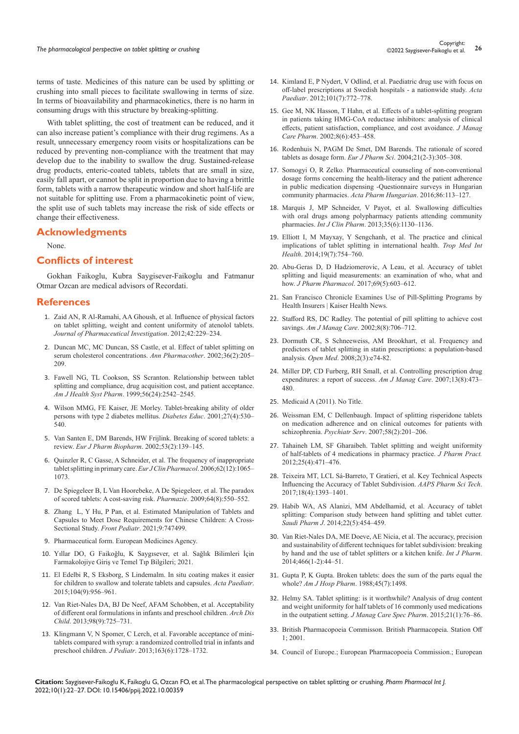terms of taste. Medicines of this nature can be used by splitting or crushing into small pieces to facilitate swallowing in terms of size. In terms of bioavailability and pharmacokinetics, there is no harm in consuming drugs with this structure by breaking-splitting.

With tablet splitting, the cost of treatment can be reduced, and it can also increase patient's compliance with their drug regimens. As a result, unnecessary emergency room visits or hospitalizations can be reduced by preventing non-compliance with the treatment that may develop due to the inability to swallow the drug. Sustained-release drug products, enteric-coated tablets, tablets that are small in size, easily fall apart, or cannot be split in proportion due to having a brittle form, tablets with a narrow therapeutic window and short half-life are not suitable for splitting use. From a pharmacokinetic point of view, the split use of such tablets may increase the risk of side effects or change their effectiveness.

## Acknowledgments

None.

## Conflicts of interest

Gokhan Faikoglu, Kubra Saygisever-Faikoglu and Fatmanur Otmar Ozcan are medical advisors of Recordati.

## References

1. Zaid AN, R Al-Ramahi, AA Ghoush, et al. Influence of physical factors on tablet splitting, weight and content uniformity of atenolol tablets. *Journal of Pharmaceutical Investigation*. 2012;42:229–234.
2. Duncan MC, MC Duncan, SS Castle, et al. Effect of tablet splitting on serum cholesterol concentrations. *Ann Pharmacother*. 2002;36(2):205–209.
3. Fawell NG, TL Cookson, SS Scranton. Relationship between tablet splitting and compliance, drug acquisition cost, and patient acceptance. *Am J Health Syst Pharm*. 1999;56(24):2542–2545.
4. Wilson MMG, FE Kaiser, JE Morley. Tablet-breaking ability of older persons with type 2 diabetes mellitus. *Diabetes Educ*. 2001;27(4):530–540.
5. Van Santen E, DM Barends, HW Frijlink. Breaking of scored tablets: a review. *Eur J Pharm Biopharm*. 2002;53(2):139–145.
6. Quinzler R, C Gasse, A Schneider, et al. The frequency of inappropriate tablet splitting in primary care. *Eur J Clin Pharmacol*. 2006;62(12):1065–1073.
7. De Spiegeleer B, L Van Hoorebeke, A De Spiegeleer, et al. The paradox of scored tablets: A cost-saving risk. *Pharmazie*. 2009;64(8):550–552.
8. Zhang L, Y Hu, P Pan, et al. Estimated Manipulation of Tablets and Capsules to Meet Dose Requirements for Chinese Children: A Cross-Sectional Study. *Front Pediatr*. 2021;9:747499.
9. Pharmaceutical form. European Medicines Agency.
10. Yıllar DO, G Faikoğlu, K Saygısever, et al. Sağlık Bilimleri İçin Farmakolojiye Giriş ve Temel Tıp Bilgileri; 2021.
11. El Edelbi R, S Eksborg, S Lindemalm. In situ coating makes it easier for children to swallow and tolerate tablets and capsules. *Acta Paediatr*. 2015;104(9):956–961.
12. Van Riet-Nales DA, BJ De Neef, AFAM Schobben, et al. Acceptability of different oral formulations in infants and preschool children. *Arch Dis Child*. 2013;98(9):725–731.
13. Klingmann V, N Spomer, C Lerch, et al. Favorable acceptance of mini-tablets compared with syrup: a randomized controlled trial in infants and preschool children. *J Pediatr*. 2013;163(6):1728–1732.
14. Kimland E, P Nydert, V Odlind, et al. Paediatric drug use with focus on off-label prescriptions at Swedish hospitals - a nationwide study. *Acta Paediatr*. 2012;101(7):772–778.
15. Gee M, NK Hasson, T Hahn, et al. Effects of a tablet-splitting program in patients taking HMG-CoA reductase inhibitors: analysis of clinical effects, patient satisfaction, compliance, and cost avoidance. *J Manag Care Pharm*. 2002;8(6):453–458.
16. Rodenhuis N, PAGM De Smet, DM Barends. The rationale of scored tablets as dosage form. *Eur J Pharm Sci*. 2004;21(2-3):305–308.
17. Somogyi O, R Zelko. Pharmaceutical counseling of non-conventional dosage forms concerning the health-literacy and the patient adherence in public medication dispensing -Questionnaire surveys in Hungarian community pharmacies. *Acta Pharm Hungarian*. 2016;86:113–127.
18. Marquis J, MP Schneider, V Payot, et al. Swallowing difficulties with oral drugs among polypharmacy patients attending community pharmacies. *Int J Clin Pharm*. 2013;35(6):1130–1136.
19. Elliott I, M Mayxay, Y Sengchanh, et al. The practice and clinical implications of tablet splitting in international health. *Trop Med Int Health*. 2014;19(7):754–760.
20. Abu-Geras D, D Hadziomerovic, A Leau, et al. Accuracy of tablet splitting and liquid measurements: an examination of who, what and how. *J Pharm Pharmacol*. 2017;69(5):603–612.
21. San Francisco Chronicle Examines Use of Pill-Splitting Programs by Health Insurers | Kaiser Health News.
22. Stafford RS, DC Radley. The potential of pill splitting to achieve cost savings. *Am J Manag Care*. 2002;8(8):706–712.
23. Dormuth CR, S Schneeweiss, AM Brookhart, et al. Frequency and predictors of tablet splitting in statin prescriptions: a population-based analysis. *Open Med*. 2008;2(3):e74-82.
24. Miller DP, CD Furberg, RH Small, et al. Controlling prescription drug expenditures: a report of success. *Am J Manag Care*. 2007;13(8):473–480.
25. Medicaid A (2011). No Title.
26. Weissman EM, C Dellenbaugh. Impact of splitting risperidone tablets on medication adherence and on clinical outcomes for patients with schizophrenia. *Psychiatr Serv*. 2007;58(2):201–206.
27. Tahaineh LM, SF Gharaibeh. Tablet splitting and weight uniformity of half-tablets of 4 medications in pharmacy practice. *J Pharm Pract.* 2012;25(4):471–476.
28. Teixeira MT, LCL Sá-Barreto, T Gratieri, et al. Key Technical Aspects Influencing the Accuracy of Tablet Subdivision. *AAPS Pharm Sci Tech*. 2017;18(4):1393–1401.
29. Habib WA, AS Alanizi, MM Abdelhamid, et al. Accuracy of tablet splitting: Comparison study between hand splitting and tablet cutter. *Saudi Pharm J*. 2014;22(5):454–459.
30. Van Riet-Nales DA, ME Doeve, AE Nicia, et al. The accuracy, precision and sustainability of different techniques for tablet subdivision: breaking by hand and the use of tablet splitters or a kitchen knife. *Int J Pharm*. 2014;466(1-2):44–51.
31. Gupta P, K Gupta. Broken tablets: does the sum of the parts equal the whole? *Am J Hosp Pharm*. 1988;45(7):1498.
32. Helmy SA. Tablet splitting: is it worthwhile? Analysis of drug content and weight uniformity for half tablets of 16 commonly used medications in the outpatient setting. *J Manag Care Spec Pharm*. 2015;21(1):76–86.
33. British Pharmacopoeia Commisson. British Pharmacopeia. Station Off 1; 2001.
34. Council of Europe.; European Pharmacopoeia Commission.; European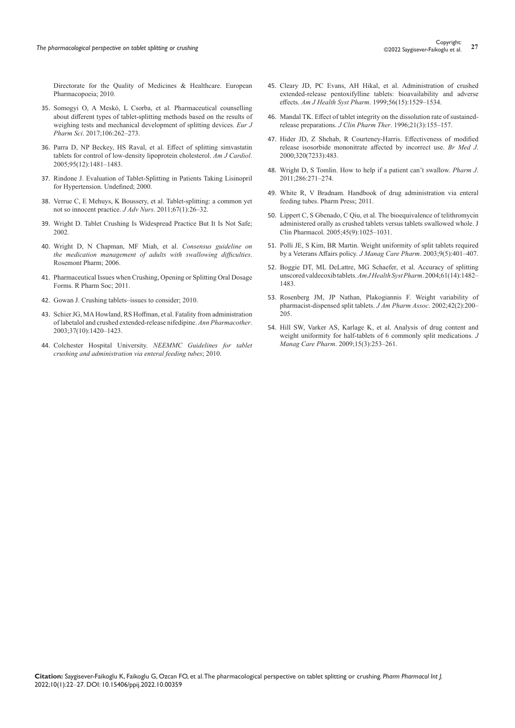Directorate for the Quality of Medicines & Healthcare. European Pharmacopoeia; 2010.

35. Somogyi O, A Meskó, L Csorba, et al. Pharmaceutical counselling about different types of tablet-splitting methods based on the results of weighing tests and mechanical development of splitting devices. *Eur J Pharm Sci*. 2017;106:262–273.
36. Parra D, NP Beckey, HS Raval, et al. Effect of splitting simvastatin tablets for control of low-density lipoprotein cholesterol. *Am J Cardiol*. 2005;95(12):1481–1483.
37. Rindone J. Evaluation of Tablet-Splitting in Patients Taking Lisinopril for Hypertension. Undefined; 2000.
38. Verrue C, E Mehuys, K Boussery, et al. Tablet-splitting: a common yet not so innocent practice. *J Adv Nurs*. 2011;67(1):26–32.
39. Wright D. Tablet Crushing Is Widespread Practice But It Is Not Safe; 2002.
40. Wright D, N Chapman, MF Miah, et al. *Consensus guideline on the medication management of adults with swallowing difficulties*. Rosemont Pharm; 2006.
41. Pharmaceutical Issues when Crushing, Opening or Splitting Oral Dosage Forms. R Pharm Soc; 2011.
42. Gowan J. Crushing tablets–issues to consider; 2010.
43. Schier JG, MA Howland, RS Hoffman, et al. Fatality from administration of labetalol and crushed extended-release nifedipine. *Ann Pharmacother*. 2003;37(10):1420–1423.
44. Colchester Hospital University. *NEEMMC Guidelines for tablet crushing and administration via enteral feeding tubes*; 2010.
45. Cleary JD, PC Evans, AH Hikal, et al. Administration of crushed extended-release pentoxifylline tablets: bioavailability and adverse effects. *Am J Health Syst Pharm*. 1999;56(15):1529–1534.
46. Mandal TK. Effect of tablet integrity on the dissolution rate of sustained-release preparations. *J Clin Pharm Ther*. 1996;21(3):155–157.
47. Hider JD, Z Shehab, R Courteney-Harris. Effectiveness of modified release isosorbide mononitrate affected by incorrect use. *Br Med J*. 2000;320(7233):483.
48. Wright D, S Tomlin. How to help if a patient can't swallow. *Pharm J*. 2011;286:271–274.
49. White R, V Bradnam. Handbook of drug administration via enteral feeding tubes. Pharm Press; 2011.
50. Lippert C, S Gbenado, C Qiu, et al. The bioequivalence of telithromycin administered orally as crushed tablets versus tablets swallowed whole. J Clin Pharmacol. 2005;45(9):1025–1031.
51. Polli JE, S Kim, BR Martin. Weight uniformity of split tablets required by a Veterans Affairs policy. *J Manag Care Pharm*. 2003;9(5):401–407.
52. Boggie DT, ML DeLattre, MG Schaefer, et al. Accuracy of splitting unscored valdecoxib tablets. *Am J Health Syst Pharm*. 2004;61(14):1482–1483.
53. Rosenberg JM, JP Nathan, Plakogiannis F. Weight variability of pharmacist-dispensed split tablets. *J Am Pharm Assoc*. 2002;42(2):200–205.
54. Hill SW, Varker AS, Karlage K, et al. Analysis of drug content and weight uniformity for half-tablets of 6 commonly split medications. *J Manag Care Pharm*. 2009;15(3):253–261.